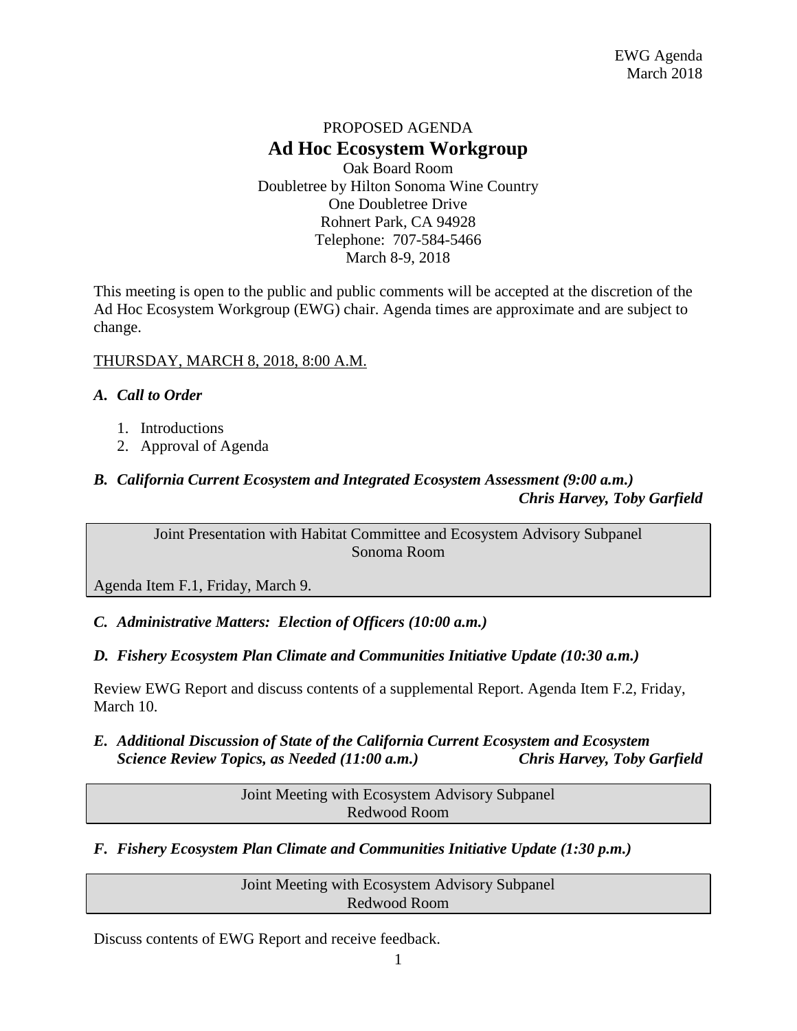EWG Agenda
March 2018

PROPOSED AGENDA

# Ad Hoc Ecosystem Workgroup

Oak Board Room
Doubletree by Hilton Sonoma Wine Country
One Doubletree Drive
Rohnert Park, CA 94928
Telephone: 707-584-5466
March 8-9, 2018

This meeting is open to the public and public comments will be accepted at the discretion of the Ad Hoc Ecosystem Workgroup (EWG) chair. Agenda times are approximate and are subject to change.

THURSDAY, MARCH 8, 2018, 8:00 A.M.

***A. Call to Order***

1. Introductions
2. Approval of Agenda

***B. California Current Ecosystem and Integrated Ecosystem Assessment (9:00 a.m.)***
***Chris Harvey, Toby Garfield***

| Joint Presentation with Habitat Committee and Ecosystem Advisory Subpanel<br>Sonoma Room<br><br>Agenda Item F.1, Friday, March 9. |
|---|

***C. Administrative Matters: Election of Officers (10:00 a.m.)***

***D. Fishery Ecosystem Plan Climate and Communities Initiative Update (10:30 a.m.)***

Review EWG Report and discuss contents of a supplemental Report. Agenda Item F.2, Friday, March 10.

***E. Additional Discussion of State of the California Current Ecosystem and Ecosystem Science Review Topics, as Needed (11:00 a.m.)*** ***Chris Harvey, Toby Garfield***

| Joint Meeting with Ecosystem Advisory Subpanel<br>Redwood Room |
|---|

***F. Fishery Ecosystem Plan Climate and Communities Initiative Update (1:30 p.m.)***

| Joint Meeting with Ecosystem Advisory Subpanel<br>Redwood Room |
|---|

Discuss contents of EWG Report and receive feedback.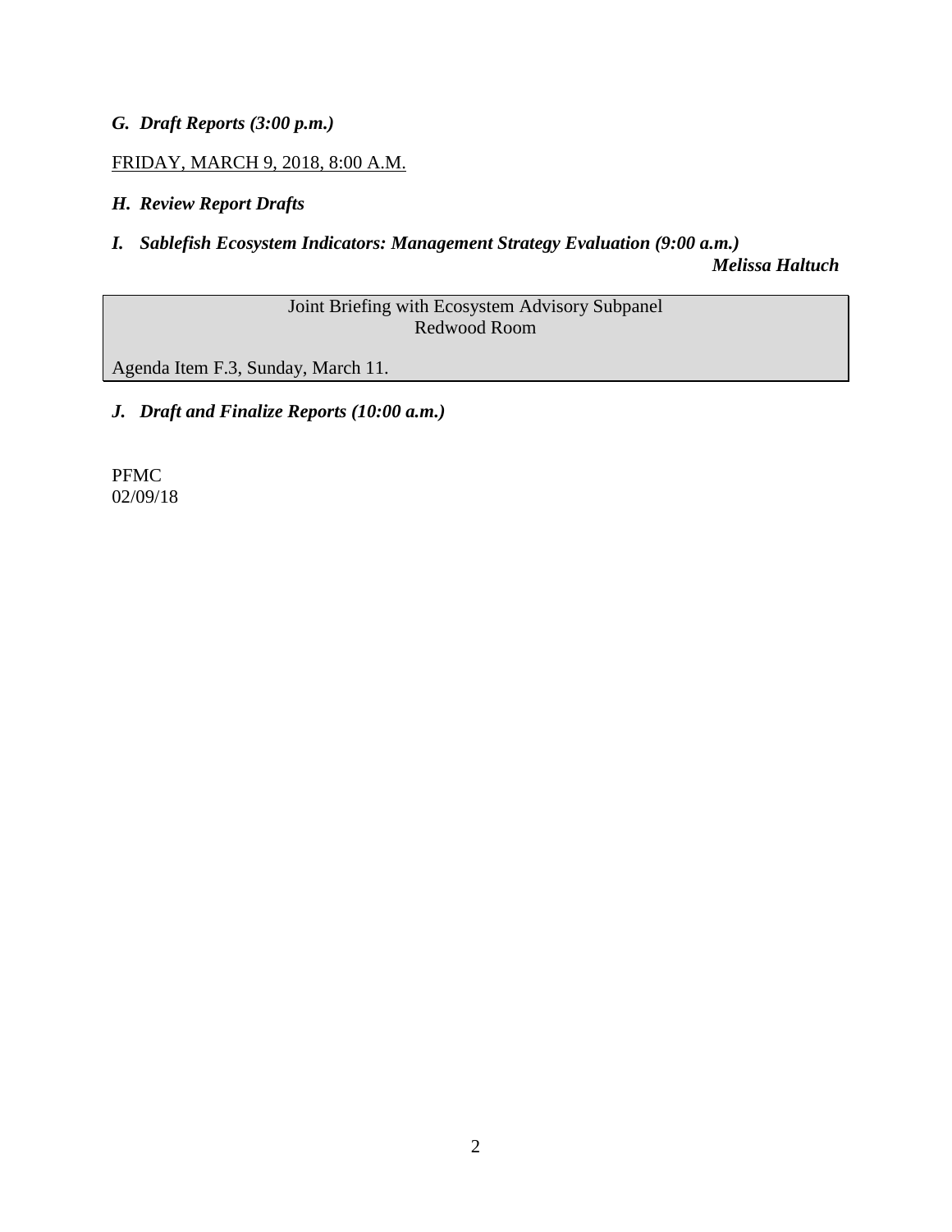*G. Draft Reports (3:00 p.m.)*

FRIDAY, MARCH 9, 2018, 8:00 A.M.

*H. Review Report Drafts*

*I. Sablefish Ecosystem Indicators: Management Strategy Evaluation (9:00 a.m.)*

***Melissa Haltuch***

Joint Briefing with Ecosystem Advisory Subpanel
Redwood Room

Agenda Item F.3, Sunday, March 11.

*J. Draft and Finalize Reports (10:00 a.m.)*

PFMC
02/09/18